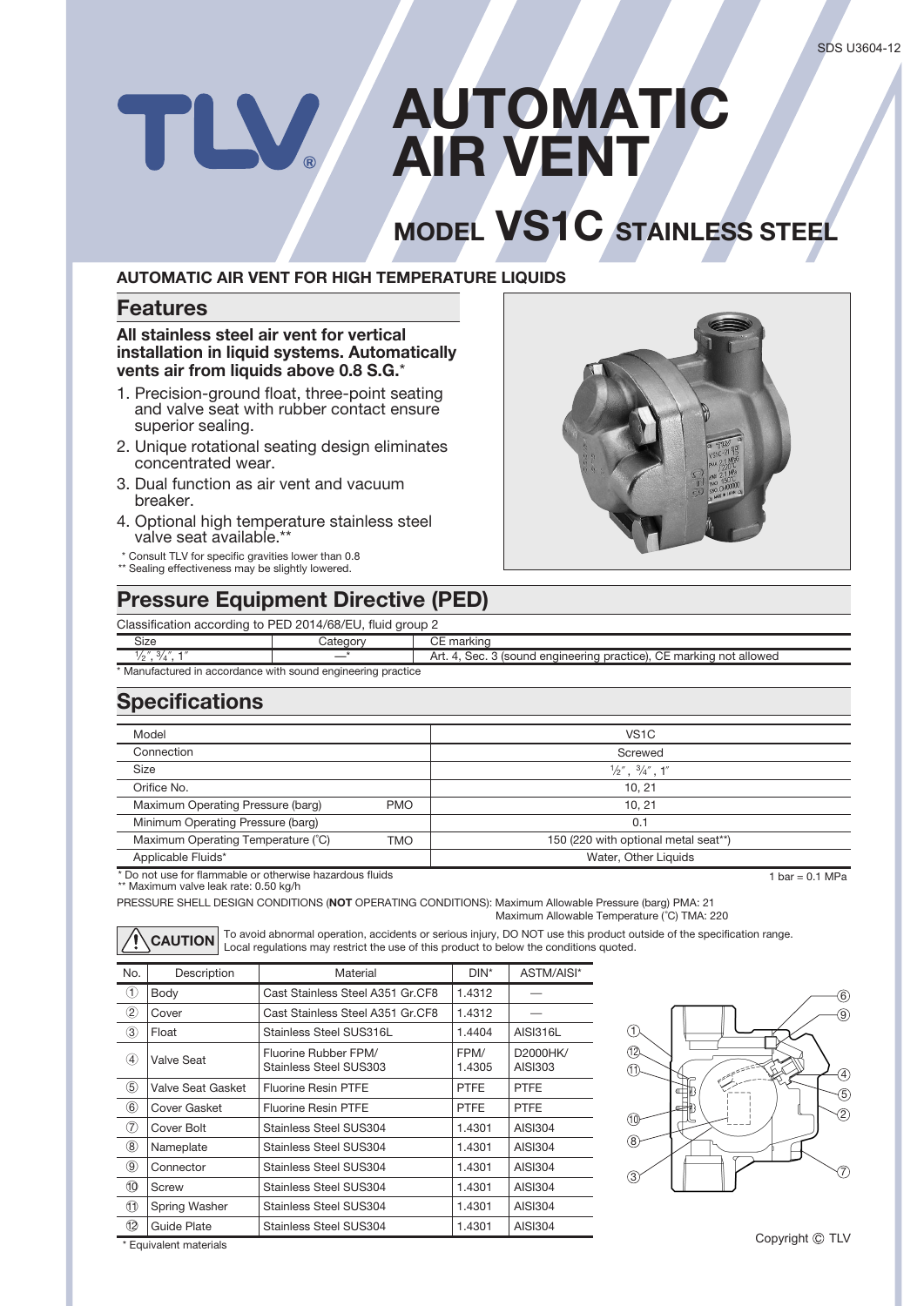# AUTOMATIC AIR VENT

## MODEL VS1C STAINLESS STEEL

**AUTOMATIC AIR VENT FOR HIGH TEMPERATURE LIQUIDS**

## Features

**All stainless steel air vent for vertical installation in liquid systems. Automatically vents air from liquids above 0.8 S.G.***

1. Precision-ground float, three-point seating and valve seat with rubber contact ensure superior sealing.
2. Unique rotational seating design eliminates concentrated wear.
3. Dual function as air vent and vacuum breaker.
4. Optional high temperature stainless steel valve seat available.**

\* Consult TLV for specific gravities lower than 0.8
\** Sealing effectiveness may be slightly lowered.

## Pressure Equipment Directive (PED)

Classification according to PED 2014/68/EU, fluid group 2

| Size | Category | CE marking |
|---|---|---|
| ½″, ¾″, 1″ | —* | Art. 4, Sec. 3 (sound engineering practice), CE marking not allowed |

\* Manufactured in accordance with sound engineering practice

## Specifications

| Model | | VS1C |
|---|---|---|
| Connection | | Screwed |
| Size | | ½″, ¾″, 1″ |
| Orifice No. | | 10, 21 |
| Maximum Operating Pressure (barg) | PMO | 10, 21 |
| Minimum Operating Pressure (barg) | | 0.1 |
| Maximum Operating Temperature (°C) | TMO | 150 (220 with optional metal seat**) |
| Applicable Fluids* | | Water, Other Liquids |

\* Do not use for flammable or otherwise hazardous fluids
\** Maximum valve leak rate: 0.50 kg/h

1 bar = 0.1 MPa

PRESSURE SHELL DESIGN CONDITIONS (**NOT** OPERATING CONDITIONS): Maximum Allowable Pressure (barg) PMA: 21
Maximum Allowable Temperature (°C) TMA: 220

**CAUTION** To avoid abnormal operation, accidents or serious injury, DO NOT use this product outside of the specification range. Local regulations may restrict the use of this product to below the conditions quoted.

| No. | Description | Material | DIN* | ASTM/AISI* |
|---|---|---|---|---|
| ① | Body | Cast Stainless Steel A351 Gr.CF8 | 1.4312 | — |
| ② | Cover | Cast Stainless Steel A351 Gr.CF8 | 1.4312 | — |
| ③ | Float | Stainless Steel SUS316L | 1.4404 | AISI316L |
| ④ | Valve Seat | Fluorine Rubber FPM/ Stainless Steel SUS303 | FPM/ 1.4305 | D2000HK/ AISI303 |
| ⑤ | Valve Seat Gasket | Fluorine Resin PTFE | PTFE | PTFE |
| ⑥ | Cover Gasket | Fluorine Resin PTFE | PTFE | PTFE |
| ⑦ | Cover Bolt | Stainless Steel SUS304 | 1.4301 | AISI304 |
| ⑧ | Nameplate | Stainless Steel SUS304 | 1.4301 | AISI304 |
| ⑨ | Connector | Stainless Steel SUS304 | 1.4301 | AISI304 |
| ⑩ | Screw | Stainless Steel SUS304 | 1.4301 | AISI304 |
| ⑪ | Spring Washer | Stainless Steel SUS304 | 1.4301 | AISI304 |
| ⑫ | Guide Plate | Stainless Steel SUS304 | 1.4301 | AISI304 |

\* Equivalent materials

Copyright © TLV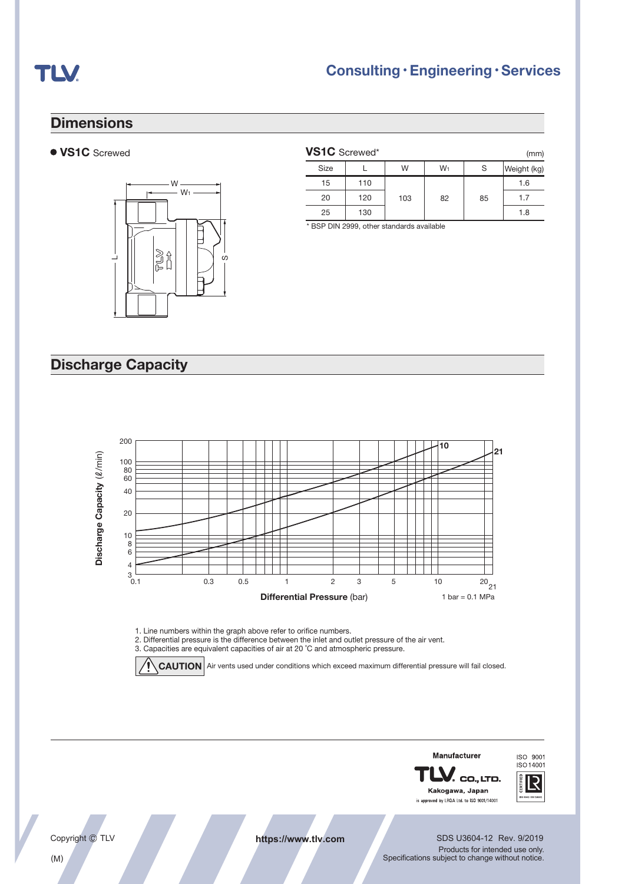## Dimensions

● **VS1C** Screwed

W
W1
L
S

**VS1C** Screwed* (mm)

| Size | L | W | $W_1$ | S | Weight (kg) |
|---|---|---|---|---|---|
| 15 | 110 | 103 | 82 | 85 | 1.6 |
| 20 | 120 | | | | 1.7 |
| 25 | 130 | | | | 1.8 |

\* BSP DIN 2999, other standards available

## Discharge Capacity

Discharge Capacity (ℓ/min)
200
100
80
60
40
20
10
8
6
4
3
0.1
0.3
0.5
1
2
3
5
10
20
21
10
21
**Differential Pressure** (bar)
1 bar = 0.1 MPa

1. Line numbers within the graph above refer to orifice numbers.
2. Differential pressure is the difference between the inlet and outlet pressure of the air vent.
3. Capacities are equivalent capacities of air at 20 °C and atmospheric pressure.

**CAUTION** Air vents used under conditions which exceed maximum differential pressure will fail closed.

Manufacturer

TLV. CO., LTD.
Kakogawa, Japan
is approved by LRQA Ltd. to ISO 9001/14001

ISO 9001
ISO 14001

Copyright © TLV

(M)

https://www.tlv.com

SDS U3604-12 Rev. 9/2019
Products for intended use only.
Specifications subject to change without notice.